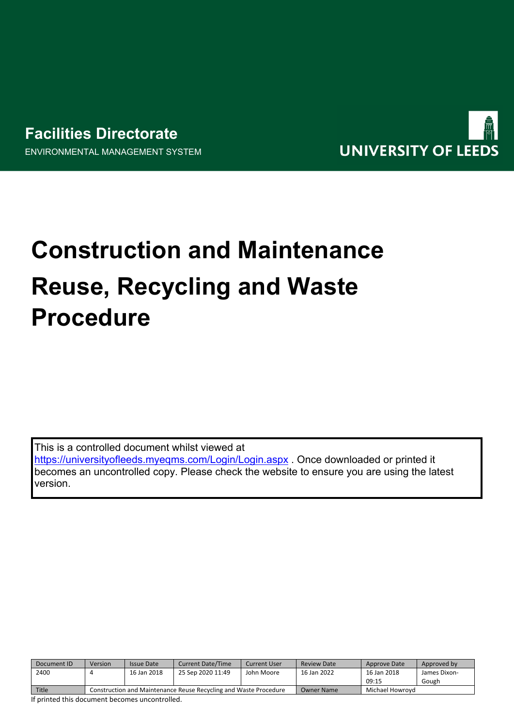Facilities Directorate

ENVIRONMENTAL MANAGEMENT SYSTEM

UNIVERSITY OF LEEDS

# Construction and Maintenance Reuse, Recycling and Waste Procedure

This is a controlled document whilst viewed at https://universityofleeds.myeqms.com/Login/Login.aspx . Once downloaded or printed it becomes an uncontrolled copy. Please check the website to ensure you are using the latest version.

| Document ID | Version | Issue Date | Current Date/Time | Current User | Review Date | Approve Date | Approved by |
|---|---|---|---|---|---|---|---|
| 2400 | 4 | 16 Jan 2018 | 25 Sep 2020 11:49 | John Moore | 16 Jan 2022 | 16 Jan 2018 09:15 | James Dixon-Gough |
| Title | Construction and Maintenance Reuse Recycling and Waste Procedure | | | | Owner Name | Michael Howroyd | |

If printed this document becomes uncontrolled.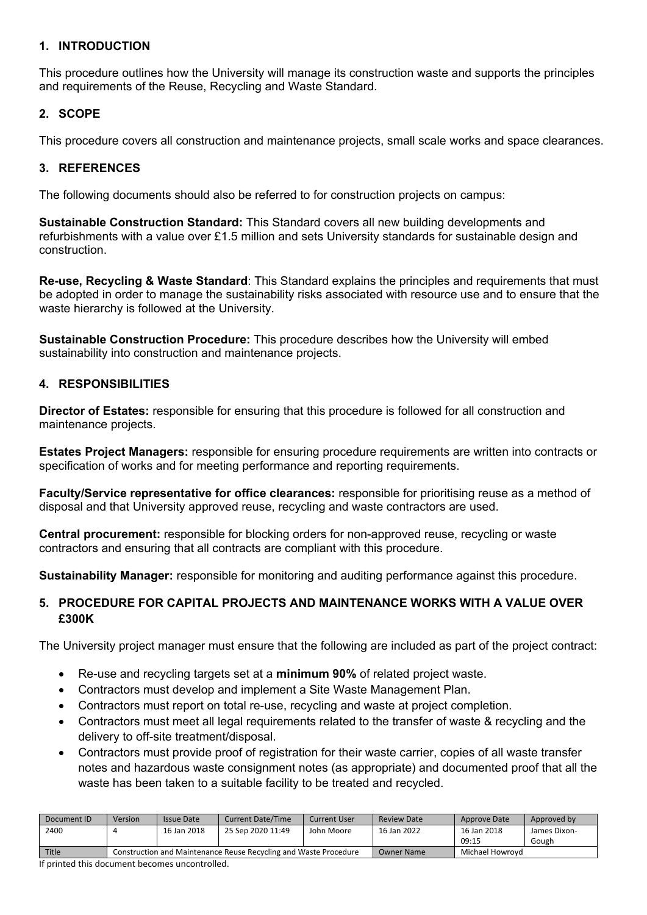## 1. INTRODUCTION

This procedure outlines how the University will manage its construction waste and supports the principles and requirements of the Reuse, Recycling and Waste Standard.

## 2. SCOPE

This procedure covers all construction and maintenance projects, small scale works and space clearances.

## 3. REFERENCES

The following documents should also be referred to for construction projects on campus:

**Sustainable Construction Standard:** This Standard covers all new building developments and refurbishments with a value over £1.5 million and sets University standards for sustainable design and construction.

**Re-use, Recycling & Waste Standard**: This Standard explains the principles and requirements that must be adopted in order to manage the sustainability risks associated with resource use and to ensure that the waste hierarchy is followed at the University.

**Sustainable Construction Procedure:** This procedure describes how the University will embed sustainability into construction and maintenance projects.

## 4. RESPONSIBILITIES

**Director of Estates:** responsible for ensuring that this procedure is followed for all construction and maintenance projects.

**Estates Project Managers:** responsible for ensuring procedure requirements are written into contracts or specification of works and for meeting performance and reporting requirements.

**Faculty/Service representative for office clearances:** responsible for prioritising reuse as a method of disposal and that University approved reuse, recycling and waste contractors are used.

**Central procurement:** responsible for blocking orders for non-approved reuse, recycling or waste contractors and ensuring that all contracts are compliant with this procedure.

**Sustainability Manager:** responsible for monitoring and auditing performance against this procedure.

## 5. PROCEDURE FOR CAPITAL PROJECTS AND MAINTENANCE WORKS WITH A VALUE OVER £300K

The University project manager must ensure that the following are included as part of the project contract:

- Re-use and recycling targets set at a **minimum 90%** of related project waste.
- Contractors must develop and implement a Site Waste Management Plan.
- Contractors must report on total re-use, recycling and waste at project completion.
- Contractors must meet all legal requirements related to the transfer of waste & recycling and the delivery to off-site treatment/disposal.
- Contractors must provide proof of registration for their waste carrier, copies of all waste transfer notes and hazardous waste consignment notes (as appropriate) and documented proof that all the waste has been taken to a suitable facility to be treated and recycled.

| Document ID | Version | Issue Date | Current Date/Time | Current User | Review Date | Approve Date | Approved by |
|---|---|---|---|---|---|---|---|
| 2400 | 4 | 16 Jan 2018 | 25 Sep 2020 11:49 | John Moore | 16 Jan 2022 | 16 Jan 2018 09:15 | James Dixon-Gough |
| Title | Construction and Maintenance Reuse Recycling and Waste Procedure | | | | Owner Name | Michael Howroyd | |

If printed this document becomes uncontrolled.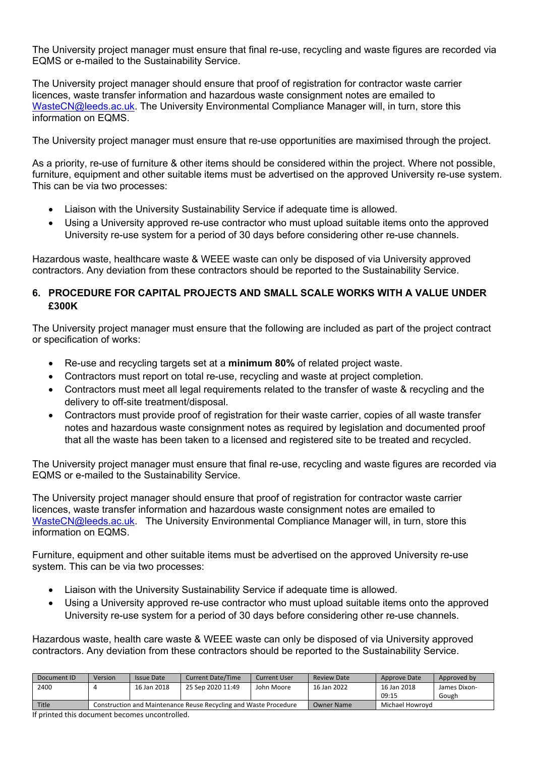The University project manager must ensure that final re-use, recycling and waste figures are recorded via EQMS or e-mailed to the Sustainability Service.

The University project manager should ensure that proof of registration for contractor waste carrier licences, waste transfer information and hazardous waste consignment notes are emailed to WasteCN@leeds.ac.uk. The University Environmental Compliance Manager will, in turn, store this information on EQMS.

The University project manager must ensure that re-use opportunities are maximised through the project.

As a priority, re-use of furniture & other items should be considered within the project. Where not possible, furniture, equipment and other suitable items must be advertised on the approved University re-use system. This can be via two processes:

- Liaison with the University Sustainability Service if adequate time is allowed.
- Using a University approved re-use contractor who must upload suitable items onto the approved University re-use system for a period of 30 days before considering other re-use channels.

Hazardous waste, healthcare waste & WEEE waste can only be disposed of via University approved contractors. Any deviation from these contractors should be reported to the Sustainability Service.

## 6. PROCEDURE FOR CAPITAL PROJECTS AND SMALL SCALE WORKS WITH A VALUE UNDER £300K

The University project manager must ensure that the following are included as part of the project contract or specification of works:

- Re-use and recycling targets set at a **minimum 80%** of related project waste.
- Contractors must report on total re-use, recycling and waste at project completion.
- Contractors must meet all legal requirements related to the transfer of waste & recycling and the delivery to off-site treatment/disposal.
- Contractors must provide proof of registration for their waste carrier, copies of all waste transfer notes and hazardous waste consignment notes as required by legislation and documented proof that all the waste has been taken to a licensed and registered site to be treated and recycled.

The University project manager must ensure that final re-use, recycling and waste figures are recorded via EQMS or e-mailed to the Sustainability Service.

The University project manager should ensure that proof of registration for contractor waste carrier licences, waste transfer information and hazardous waste consignment notes are emailed to WasteCN@leeds.ac.uk. The University Environmental Compliance Manager will, in turn, store this information on EQMS.

Furniture, equipment and other suitable items must be advertised on the approved University re-use system. This can be via two processes:

- Liaison with the University Sustainability Service if adequate time is allowed.
- Using a University approved re-use contractor who must upload suitable items onto the approved University re-use system for a period of 30 days before considering other re-use channels.

Hazardous waste, health care waste & WEEE waste can only be disposed of via University approved contractors. Any deviation from these contractors should be reported to the Sustainability Service.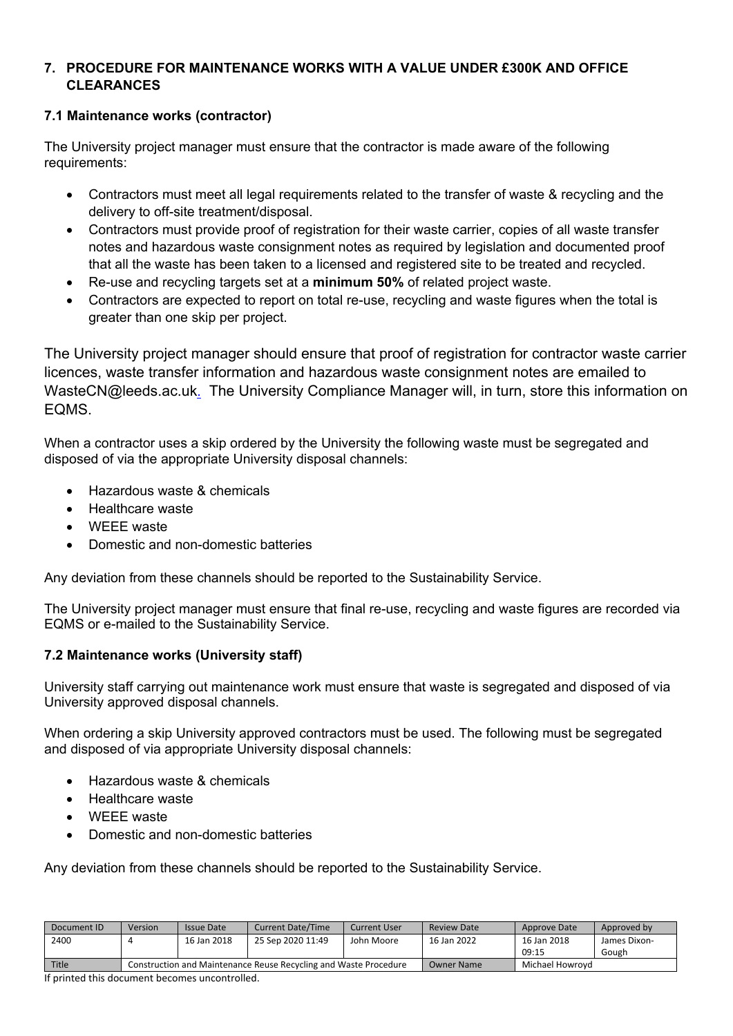## 7. PROCEDURE FOR MAINTENANCE WORKS WITH A VALUE UNDER £300K AND OFFICE CLEARANCES

### 7.1 Maintenance works (contractor)

The University project manager must ensure that the contractor is made aware of the following requirements:

- Contractors must meet all legal requirements related to the transfer of waste & recycling and the delivery to off-site treatment/disposal.
- Contractors must provide proof of registration for their waste carrier, copies of all waste transfer notes and hazardous waste consignment notes as required by legislation and documented proof that all the waste has been taken to a licensed and registered site to be treated and recycled.
- Re-use and recycling targets set at a **minimum 50%** of related project waste.
- Contractors are expected to report on total re-use, recycling and waste figures when the total is greater than one skip per project.

The University project manager should ensure that proof of registration for contractor waste carrier licences, waste transfer information and hazardous waste consignment notes are emailed to WasteCN@leeds.ac.uk. The University Compliance Manager will, in turn, store this information on EQMS.

When a contractor uses a skip ordered by the University the following waste must be segregated and disposed of via the appropriate University disposal channels:

- Hazardous waste & chemicals
- Healthcare waste
- WEEE waste
- Domestic and non-domestic batteries

Any deviation from these channels should be reported to the Sustainability Service.

The University project manager must ensure that final re-use, recycling and waste figures are recorded via EQMS or e-mailed to the Sustainability Service.

### 7.2 Maintenance works (University staff)

University staff carrying out maintenance work must ensure that waste is segregated and disposed of via University approved disposal channels.

When ordering a skip University approved contractors must be used. The following must be segregated and disposed of via appropriate University disposal channels:

- Hazardous waste & chemicals
- Healthcare waste
- WEEE waste
- Domestic and non-domestic batteries

Any deviation from these channels should be reported to the Sustainability Service.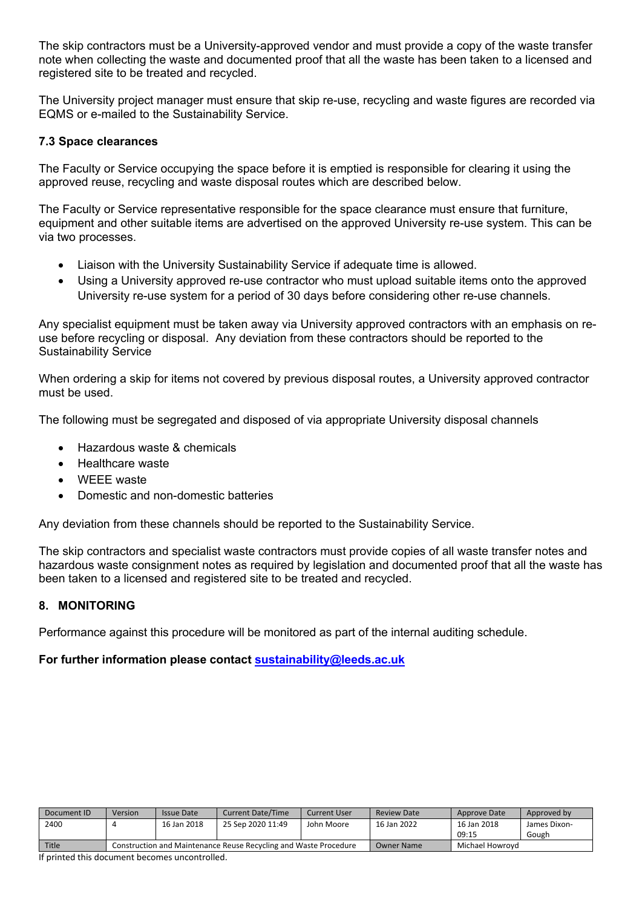The skip contractors must be a University-approved vendor and must provide a copy of the waste transfer note when collecting the waste and documented proof that all the waste has been taken to a licensed and registered site to be treated and recycled.

The University project manager must ensure that skip re-use, recycling and waste figures are recorded via EQMS or e-mailed to the Sustainability Service.

### 7.3 Space clearances

The Faculty or Service occupying the space before it is emptied is responsible for clearing it using the approved reuse, recycling and waste disposal routes which are described below.

The Faculty or Service representative responsible for the space clearance must ensure that furniture, equipment and other suitable items are advertised on the approved University re-use system. This can be via two processes.

- Liaison with the University Sustainability Service if adequate time is allowed.
- Using a University approved re-use contractor who must upload suitable items onto the approved University re-use system for a period of 30 days before considering other re-use channels.

Any specialist equipment must be taken away via University approved contractors with an emphasis on re-use before recycling or disposal. Any deviation from these contractors should be reported to the Sustainability Service

When ordering a skip for items not covered by previous disposal routes, a University approved contractor must be used.

The following must be segregated and disposed of via appropriate University disposal channels

- Hazardous waste & chemicals
- Healthcare waste
- WEEE waste
- Domestic and non-domestic batteries

Any deviation from these channels should be reported to the Sustainability Service.

The skip contractors and specialist waste contractors must provide copies of all waste transfer notes and hazardous waste consignment notes as required by legislation and documented proof that all the waste has been taken to a licensed and registered site to be treated and recycled.

## 8. MONITORING

Performance against this procedure will be monitored as part of the internal auditing schedule.

**For further information please contact [sustainability@leeds.ac.uk](mailto:sustainability@leeds.ac.uk)**